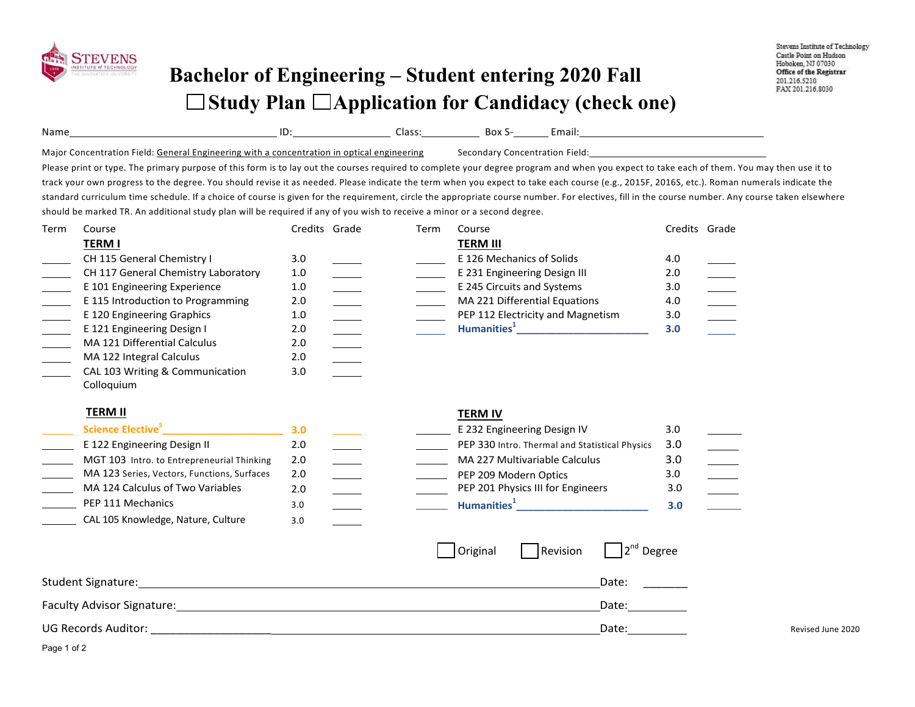Stevens Institute of Technology
Castle Point on Hudson
Hoboken, NJ 07030
**Office of the Registrar**
201.216.5210
FAX 201.216.8030

# Bachelor of Engineering – Student entering 2020 Fall

## ☐ Study Plan ☐ Application for Candidacy (check one)

Name________________________ ID:______________ Class:__________ Box S-______ Email:________________________

Major Concentration Field: General Engineering with a concentration in optical engineering    Secondary Concentration Field:________________________

Please print or type. The primary purpose of this form is to lay out the courses required to complete your degree program and when you expect to take each of them. You may then use it to track your own progress to the degree. You should revise it as needed. Please indicate the term when you expect to take each course (e.g., 2015F, 2016S, etc.). Roman numerals indicate the standard curriculum time schedule. If a choice of course is given for the requirement, circle the appropriate course number. For electives, fill in the course number. Any course taken elsewhere should be marked TR. An additional study plan will be required if any of you wish to receive a minor or a second degree.

| Term | Course | Credits | Grade |
|---|---|---|---|
| | **TERM I** | | |
| _____ | CH 115 General Chemistry I | 3.0 | _____ |
| _____ | CH 117 General Chemistry Laboratory | 1.0 | _____ |
| _____ | E 101 Engineering Experience | 1.0 | _____ |
| _____ | E 115 Introduction to Programming | 2.0 | _____ |
| _____ | E 120 Engineering Graphics | 1.0 | _____ |
| _____ | E 121 Engineering Design I | 2.0 | _____ |
| _____ | MA 121 Differential Calculus | 2.0 | _____ |
| _____ | MA 122 Integral Calculus | 2.0 | _____ |
| _____ | CAL 103 Writing & Communication Colloquium | 3.0 | _____ |
| | **TERM II** | | |
| _____ | Science Elective[5] ____________ | 3.0 | _____ |
| _____ | E 122 Engineering Design II | 2.0 | _____ |
| _____ | MGT 103 Intro. to Entrepreneurial Thinking | 2.0 | _____ |
| _____ | MA 123 Series, Vectors, Functions, Surfaces | 2.0 | _____ |
| _____ | MA 124 Calculus of Two Variables | 2.0 | _____ |
| _____ | PEP 111 Mechanics | 3.0 | _____ |
| _____ | CAL 105 Knowledge, Nature, Culture | 3.0 | _____ |

| Term | Course | Credits | Grade |
|---|---|---|---|
| | **TERM III** | | |
| _____ | E 126 Mechanics of Solids | 4.0 | _____ |
| _____ | E 231 Engineering Design III | 2.0 | _____ |
| _____ | E 245 Circuits and Systems | 3.0 | _____ |
| _____ | MA 221 Differential Equations | 4.0 | _____ |
| _____ | PEP 112 Electricity and Magnetism | 3.0 | _____ |
| _____ | Humanities[1] ____________ | 3.0 | _____ |
| | **TERM IV** | | |
| _____ | E 232 Engineering Design IV | 3.0 | _____ |
| _____ | PEP 330 Intro. Thermal and Statistical Physics | 3.0 | _____ |
| _____ | MA 227 Multivariable Calculus | 3.0 | _____ |
| _____ | PEP 209 Modern Optics | 3.0 | _____ |
| _____ | PEP 201 Physics III for Engineers | 3.0 | _____ |
| _____ | Humanities[1] ____________ | 3.0 | _____ |

☐ Original ☐ Revision ☐ 2nd Degree

Student Signature:________________________________________ Date: _______

Faculty Advisor Signature:________________________________ Date: _______

UG Records Auditor: _____________________________________ Date: _______

Revised June 2020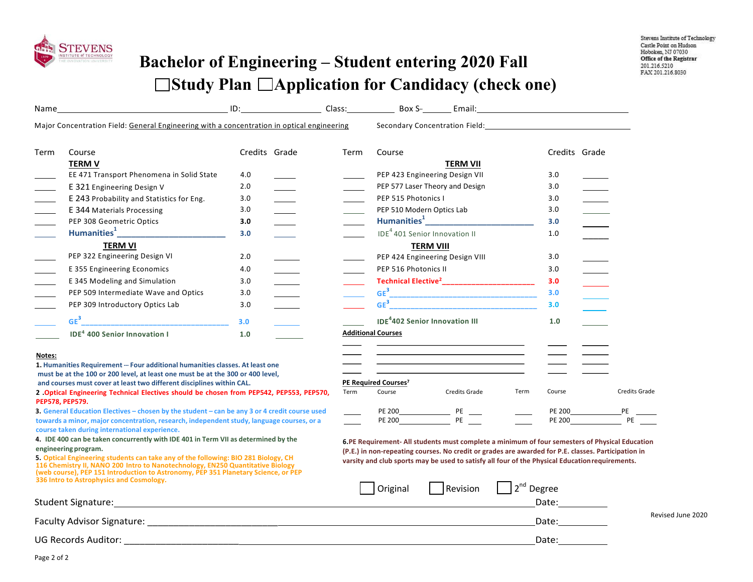# Bachelor of Engineering – Student entering 2020 Fall

## ☐Study Plan ☐Application for Candidacy (check one)

Stevens Institute of Technology
Castle Point on Hudson
Hoboken, NJ 07030
**Office of the Registrar**
201.216.5210
FAX 201.216.8030

Name_______________________ ID:_______________ Class:__________ Box S-______ Email:_______________________

Major Concentration Field: General Engineering with a concentration in optical engineering    Secondary Concentration Field:_______________________

| Term | Course | Credits | Grade |
|---|---|---|---|
| | **TERM V** | | |
| ____ | EE 471 Transport Phenomena in Solid State | 4.0 | ____ |
| ____ | E 321 Engineering Design V | 2.0 | ____ |
| ____ | E 243 Probability and Statistics for Eng. | 3.0 | ____ |
| ____ | E 344 Materials Processing | 3.0 | ____ |
| ____ | PEP 308 Geometric Optics | **3.0** | ____ |
| ____ | Humanities[1]_______________________ | 3.0 | ____ |
| | **TERM VI** | | |
| ____ | PEP 322 Engineering Design VI | 2.0 | ____ |
| ____ | E 355 Engineering Economics | 4.0 | ____ |
| ____ | E 345 Modeling and Simulation | 3.0 | ____ |
| ____ | PEP 509 Intermediate Wave and Optics | 3.0 | ____ |
| ____ | PEP 309 Introductory Optics Lab | 3.0 | ____ |
| ____ | GE[3]_______________________ | 3.0 | ____ |
| ____ | IDE[4] 400 Senior Innovation I | 1.0 | ____ |

| Term | Course | Credits | Grade |
|---|---|---|---|
| | **TERM VII** | | |
| ____ | PEP 423 Engineering Design VII | 3.0 | ____ |
| ____ | PEP 577 Laser Theory and Design | 3.0 | ____ |
| ____ | PEP 515 Photonics I | 3.0 | ____ |
| ____ | PEP 510 Modern Optics Lab | 3.0 | ____ |
| ____ | Humanities[1]_______________________ | 3.0 | ____ |
| ____ | IDE[4] 401 Senior Innovation II | 1.0 | ____ |
| | **TERM VIII** | | |
| ____ | PEP 424 Engineering Design VIII | 3.0 | ____ |
| ____ | PEP 516 Photonics II | 3.0 | ____ |
| ____ | Technical Elective[2]_______________________ | 3.0 | ____ |
| ____ | GE[3]_______________________ | 3.0 | ____ |
| ____ | GE[3]_______________________ | 3.0 | ____ |
| ____ | IDE[4]402 Senior Innovation III | 1.0 | ____ |

**Additional Courses**

| Term | Course | Credits | Grade |
|---|---|---|---|
| ____ | _______________________ | ____ | ____ |
| ____ | _______________________ | ____ | ____ |
| ____ | _______________________ | ____ | ____ |
| ____ | _______________________ | ____ | ____ |

**PE Required Courses[7]**

| Term | Course | Credits | Grade | Term | Course | Credits | Grade |
|---|---|---|---|---|---|---|---|
| ____ | PE 200__________ | PE | ____ | ____ | PE 200__________ | PE | ____ |
| ____ | PE 200__________ | PE | ____ | ____ | PE 200__________ | PE | ____ |

**Notes:**

1. **Humanities Requirement --- Four additional humanities classes. At least one must be at the 100 or 200 level, at least one must be at the 300 or 400 level, and courses must cover at least two different disciplines within CAL.**
2. **Optical Engineering Technical Electives should be chosen from PEP542, PEP553, PEP570, PEP578, PEP579.**
3. **General Education Electives – chosen by the student – can be any 3 or 4 credit course used towards a minor, major concentration, research, independent study, language courses, or a course taken during international experience.**
4. **IDE 400 can be taken concurrently with IDE 401 in Term VII as determined by the engineering program.**
5. **Optical Engineering students can take any of the following: BIO 281 Biology, CH 116 Chemistry II, NANO 200 Intro to Nanotechnology, EN250 Quantitative Biology (web course), PEP 151 Introduction to Astronomy, PEP 351 Planetary Science, or PEP 336 Intro to Astrophysics and Cosmology.**
6. **PE Requirement- All students must complete a minimum of four semesters of Physical Education (P.E.) in non-repeating courses. No credit or grades are awarded for P.E. classes. Participation in varsity and club sports may be used to satisfy all four of the Physical Education requirements.**

☐ Original ☐ Revision ☐ 2nd Degree

Student Signature:_______________________________________________ Date:__________

Faculty Advisor Signature: _______________________________________ Date:__________

UG Records Auditor: ____________________________________________ Date:__________

Revised June 2020